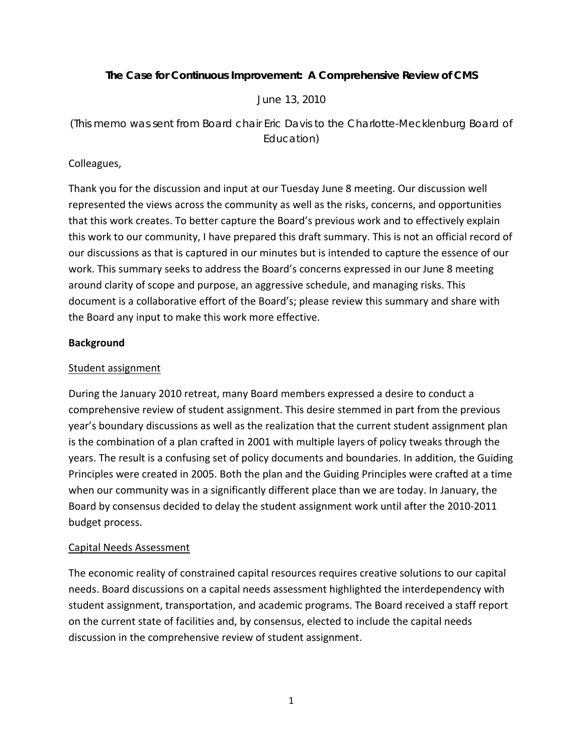# The Case for Continuous Improvement: A Comprehensive Review of CMS

June 13, 2010

(This memo was sent from Board chair Eric Davis to the Charlotte-Mecklenburg Board of Education)

Colleagues,

Thank you for the discussion and input at our Tuesday June 8 meeting. Our discussion well represented the views across the community as well as the risks, concerns, and opportunities that this work creates. To better capture the Board's previous work and to effectively explain this work to our community, I have prepared this draft summary. This is not an official record of our discussions as that is captured in our minutes but is intended to capture the essence of our work. This summary seeks to address the Board's concerns expressed in our June 8 meeting around clarity of scope and purpose, an aggressive schedule, and managing risks. This document is a collaborative effort of the Board's; please review this summary and share with the Board any input to make this work more effective.

**Background**

Student assignment

During the January 2010 retreat, many Board members expressed a desire to conduct a comprehensive review of student assignment. This desire stemmed in part from the previous year's boundary discussions as well the realization that the current student assignment plan is the combination of a plan crafted in 2001 with multiple layers of policy tweaks through the years. The result is a confusing set of policy documents and boundaries. In addition, the Guiding Principles were created in 2005. Both the plan and the Guiding Principles were crafted at a time when our community was in a significantly different place than we are today. In January, the Board by consensus decided to delay the student assignment work until after the 2010-2011 budget process.

Capital Needs Assessment

The economic reality of constrained capital resources requires creative solutions to our capital needs. Board discussions on a capital needs assessment highlighted the interdependency with student assignment, transportation, and academic programs. The Board received a staff report on the current state of facilities and, by consensus, elected to include the capital needs discussion in the comprehensive review of student assignment.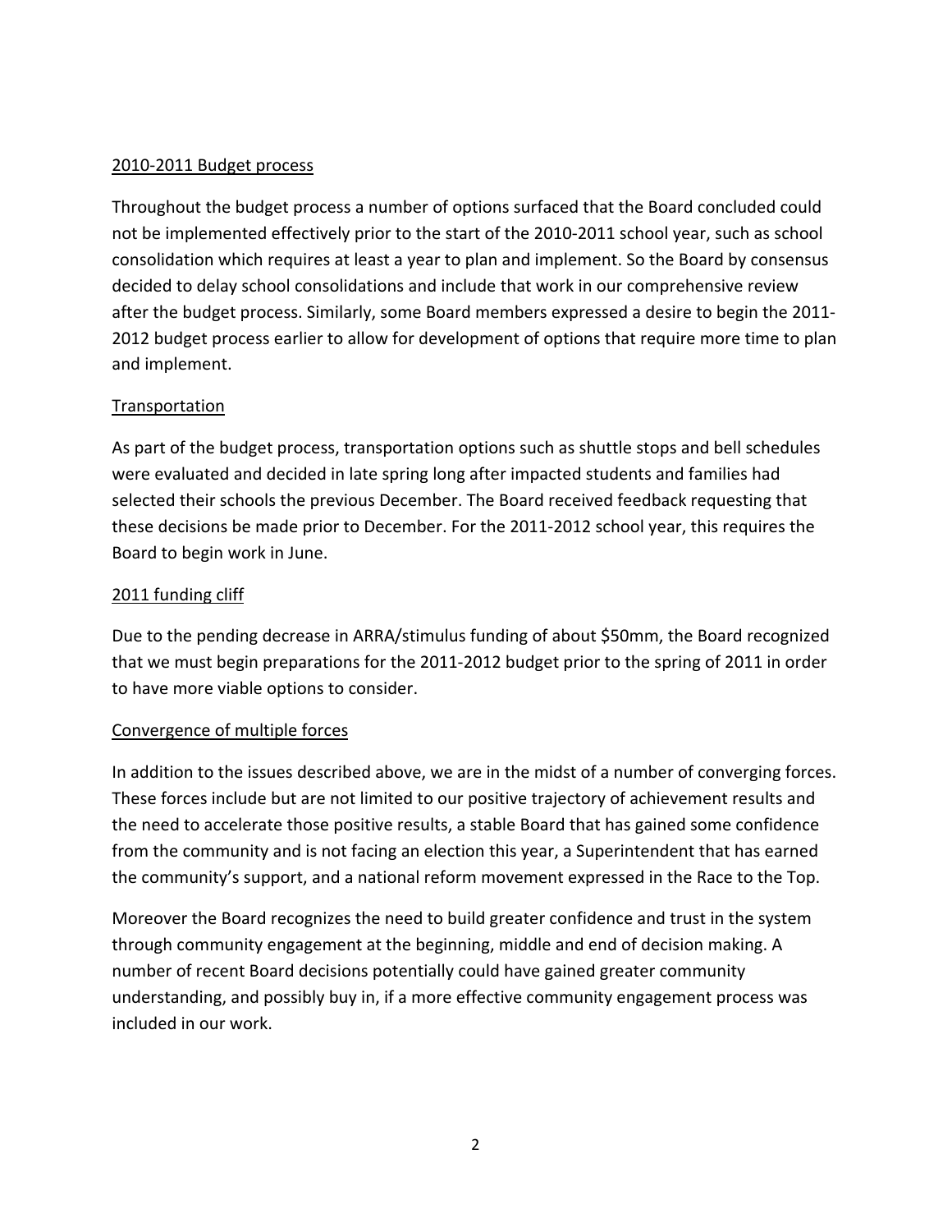## 2010-2011 Budget process

Throughout the budget process a number of options surfaced that the Board concluded could not be implemented effectively prior to the start of the 2010-2011 school year, such as school consolidation which requires at least a year to plan and implement. So the Board by consensus decided to delay school consolidations and include that work in our comprehensive review after the budget process. Similarly, some Board members expressed a desire to begin the 2011-2012 budget process earlier to allow for development of options that require more time to plan and implement.

## Transportation

As part of the budget process, transportation options such as shuttle stops and bell schedules were evaluated and decided in late spring long after impacted students and families had selected their schools the previous December. The Board received feedback requesting that these decisions be made prior to December. For the 2011-2012 school year, this requires the Board to begin work in June.

## 2011 funding cliff

Due to the pending decrease in ARRA/stimulus funding of about $50mm, the Board recognized that we must begin preparations for the 2011-2012 budget prior to the spring of 2011 in order to have more viable options to consider.

## Convergence of multiple forces

In addition to the issues described above, we are in the midst of a number of converging forces. These forces include but are not limited to our positive trajectory of achievement results and the need to accelerate those positive results, a stable Board that has gained some confidence from the community and is not facing an election this year, a Superintendent that has earned the community's support, and a national reform movement expressed in the Race to the Top.

Moreover the Board recognizes the need to build greater confidence and trust in the system through community engagement at the beginning, middle and end of decision making. A number of recent Board decisions potentially could have gained greater community understanding, and possibly buy in, if a more effective community engagement process was included in our work.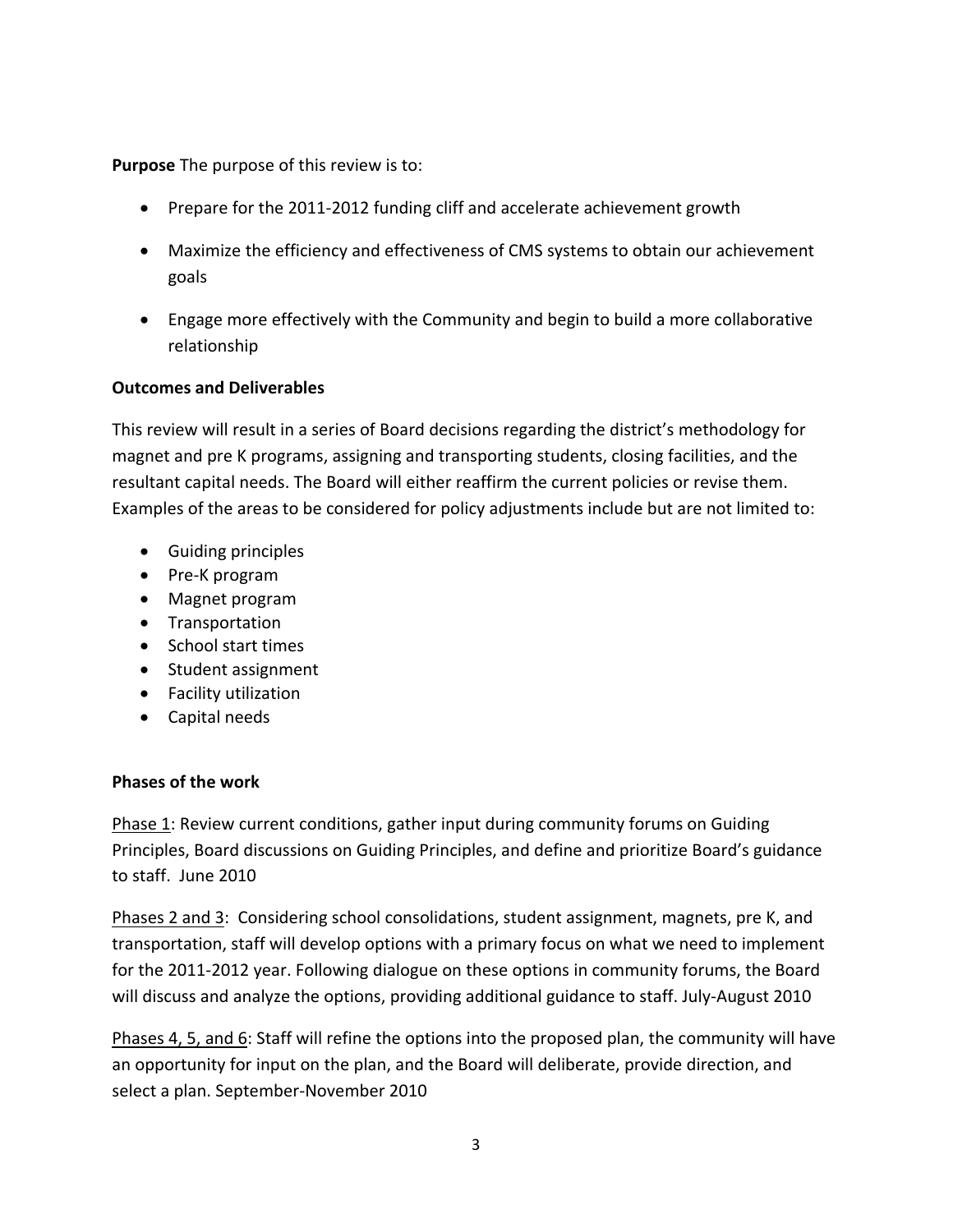**Purpose** The purpose of this review is to:

- Prepare for the 2011-2012 funding cliff and accelerate achievement growth
- Maximize the efficiency and effectiveness of CMS systems to obtain our achievement goals
- Engage more effectively with the Community and begin to build a more collaborative relationship

**Outcomes and Deliverables**

This review will result in a series of Board decisions regarding the district's methodology for magnet and pre K programs, assigning and transporting students, closing facilities, and the resultant capital needs. The Board will either reaffirm the current policies or revise them. Examples of the areas to be considered for policy adjustments include but are not limited to:

- Guiding principles
- Pre-K program
- Magnet program
- Transportation
- School start times
- Student assignment
- Facility utilization
- Capital needs

**Phases of the work**

<u>Phase 1</u>: Review current conditions, gather input during community forums on Guiding Principles, Board discussions on Guiding Principles, and define and prioritize Board's guidance to staff. June 2010

<u>Phases 2 and 3</u>: Considering school consolidations, student assignment, magnets, pre K, and transportation, staff will develop options with a primary focus on what we need to implement for the 2011-2012 year. Following dialogue on these options in community forums, the Board will discuss and analyze the options, providing additional guidance to staff. July-August 2010

<u>Phases 4, 5, and 6</u>: Staff will refine the options into the proposed plan, the community will have an opportunity for input on the plan, and the Board will deliberate, provide direction, and select a plan. September-November 2010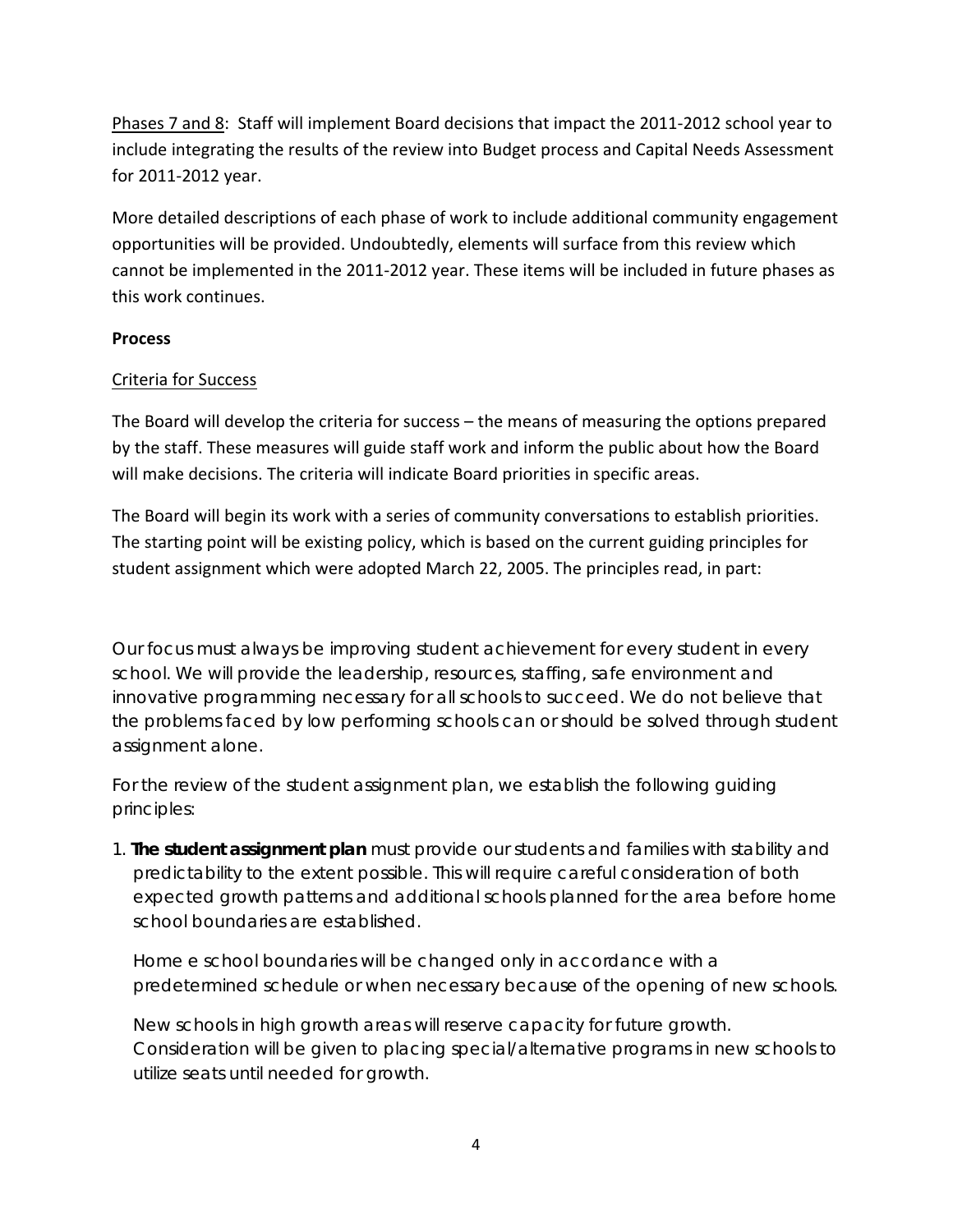Phases 7 and 8: Staff will implement Board decisions that impact the 2011-2012 school year to include integrating the results of the review into Budget process and Capital Needs Assessment for 2011-2012 year.

More detailed descriptions of each phase of work to include additional community engagement opportunities will be provided. Undoubtedly, elements will surface from this review which cannot be implemented in the 2011-2012 year. These items will be included in future phases as this work continues.

**Process**

Criteria for Success

The Board will develop the criteria for success – the means of measuring the options prepared by the staff. These measures will guide staff work and inform the public about how the Board will make decisions. The criteria will indicate Board priorities in specific areas.

The Board will begin its work with a series of community conversations to establish priorities. The starting point will be existing policy, which is based on the current guiding principles for student assignment which were adopted March 22, 2005. The principles read, in part:

Our focus must always be improving student achievement for every student in every school. We will provide the leadership, resources, staffing, safe environment and innovative programming necessary for all schools to succeed. We do not believe that the problems faced by low performing schools can or should be solved through student assignment alone.

For the review of the student assignment plan, we establish the following guiding principles:

1. **The student assignment plan** must provide our students and families with stability and predictability to the extent possible. This will require careful consideration of both expected growth patterns and additional schools planned for the area before home school boundaries are established.

   Home e school boundaries will be changed only in accordance with a predetermined schedule or when necessary because of the opening of new schools.

   New schools in high growth areas will reserve capacity for future growth. Consideration will be given to placing special/alternative programs in new schools to utilize seats until needed for growth.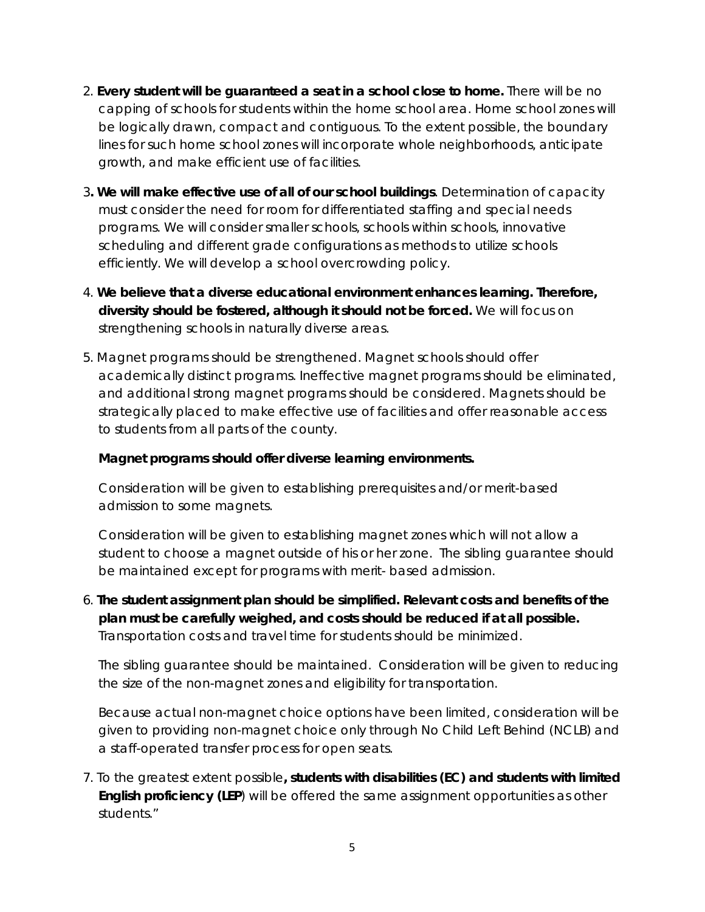2. **Every student will be guaranteed a seat in a school close to home.** There will be no capping of schools for students within the home school area. Home school zones will be logically drawn, compact and contiguous. To the extent possible, the boundary lines for such home school zones will incorporate whole neighborhoods, anticipate growth, and make efficient use of facilities.

3**. We will make effective use of all of our school buildings**. Determination of capacity must consider the need for room for differentiated staffing and special needs programs. We will consider smaller schools, schools within schools, innovative scheduling and different grade configurations as methods to utilize schools efficiently. We will develop a school overcrowding policy.

4. **We believe that a diverse educational environment enhances learning. Therefore, diversity should be fostered, although it should not be forced.** We will focus on strengthening schools in naturally diverse areas.

5. Magnet programs should be strengthened. Magnet schools should offer academically distinct programs. Ineffective magnet programs should be eliminated, and additional strong magnet programs should be considered. Magnets should be strategically placed to make effective use of facilities and offer reasonable access to students from all parts of the county.

   **Magnet programs should offer diverse learning environments.**

   Consideration will be given to establishing prerequisites and/or merit-based admission to some magnets.

   Consideration will be given to establishing magnet zones which will not allow a student to choose a magnet outside of his or her zone. The sibling guarantee should be maintained except for programs with merit- based admission.

6. **The student assignment plan should be simplified. Relevant costs and benefits of the plan must be carefully weighed, and costs should be reduced if at all possible.** Transportation costs and travel time for students should be minimized.

   The sibling guarantee should be maintained. Consideration will be given to reducing the size of the non-magnet zones and eligibility for transportation.

   Because actual non-magnet choice options have been limited, consideration will be given to providing non-magnet choice only through No Child Left Behind (NCLB) and a staff-operated transfer process for open seats.

7. To the greatest extent possible**, students with disabilities (EC) and students with limited English proficiency (LEP**) will be offered the same assignment opportunities as other students."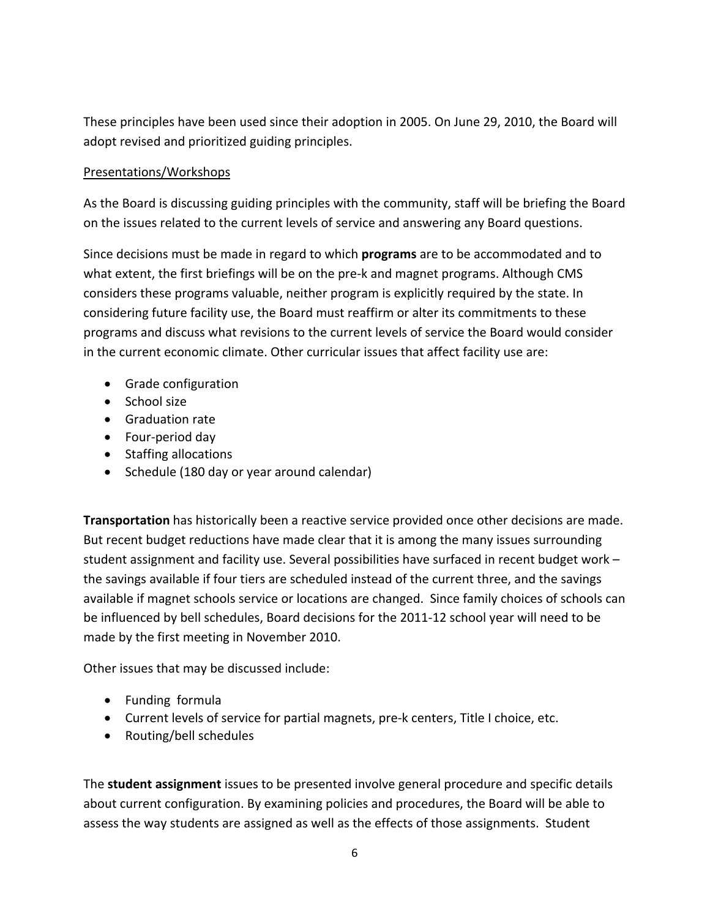These principles have been used since their adoption in 2005. On June 29, 2010, the Board will adopt revised and prioritized guiding principles.

Presentations/Workshops

As the Board is discussing guiding principles with the community, staff will be briefing the Board on the issues related to the current levels of service and answering any Board questions.

Since decisions must be made in regard to which **programs** are to be accommodated and to what extent, the first briefings will be on the pre-k and magnet programs. Although CMS considers these programs valuable, neither program is explicitly required by the state. In considering future facility use, the Board must reaffirm or alter its commitments to these programs and discuss what revisions to the current levels of service the Board would consider in the current economic climate. Other curricular issues that affect facility use are:

- Grade configuration
- School size
- Graduation rate
- Four-period day
- Staffing allocations
- Schedule (180 day or year around calendar)

**Transportation** has historically been a reactive service provided once other decisions are made. But recent budget reductions have made clear that it is among the many issues surrounding student assignment and facility use. Several possibilities have surfaced in recent budget work – the savings available if four tiers are scheduled instead of the current three, and the savings available if magnet schools service or locations are changed. Since family choices of schools can be influenced by bell schedules, Board decisions for the 2011-12 school year will need to be made by the first meeting in November 2010.

Other issues that may be discussed include:

- Funding formula
- Current levels of service for partial magnets, pre-k centers, Title I choice, etc.
- Routing/bell schedules

The **student assignment** issues to be presented involve general procedure and specific details about current configuration. By examining policies and procedures, the Board will be able to assess the way students are assigned as well as the effects of those assignments. Student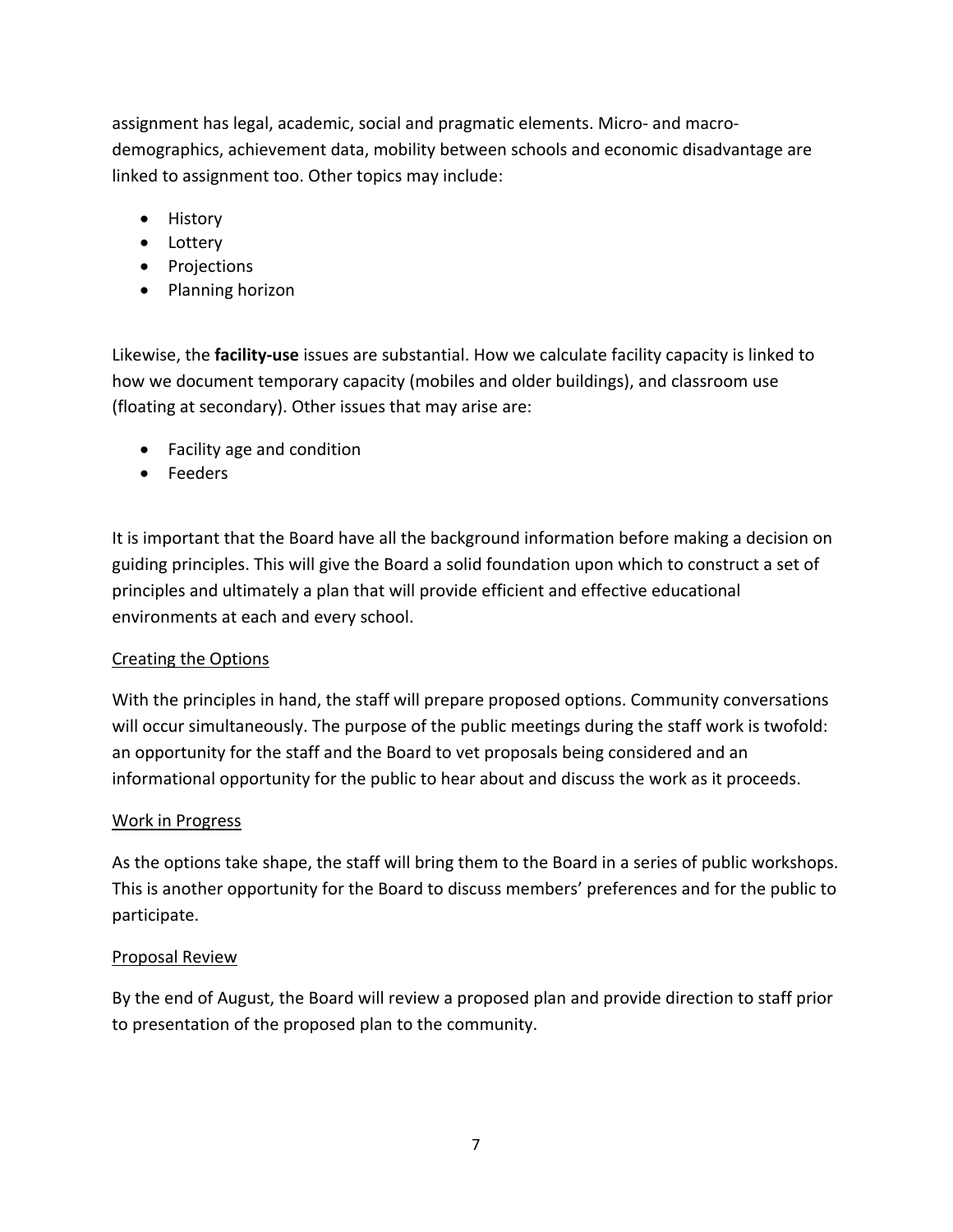assignment has legal, academic, social and pragmatic elements. Micro- and macro-demographics, achievement data, mobility between schools and economic disadvantage are linked to assignment too. Other topics may include:

- History
- Lottery
- Projections
- Planning horizon

Likewise, the **facility-use** issues are substantial. How we calculate facility capacity is linked to how we document temporary capacity (mobiles and older buildings), and classroom use (floating at secondary). Other issues that may arise are:

- Facility age and condition
- Feeders

It is important that the Board have all the background information before making a decision on guiding principles. This will give the Board a solid foundation upon which to construct a set of principles and ultimately a plan that will provide efficient and effective educational environments at each and every school.

<u>Creating the Options</u>

With the principles in hand, the staff will prepare proposed options. Community conversations will occur simultaneously. The purpose of the public meetings during the staff work is twofold: an opportunity for the staff and the Board to vet proposals being considered and an informational opportunity for the public to hear about and discuss the work as it proceeds.

<u>Work in Progress</u>

As the options take shape, the staff will bring them to the Board in a series of public workshops. This is another opportunity for the Board to discuss members' preferences and for the public to participate.

<u>Proposal Review</u>

By the end of August, the Board will review a proposed plan and provide direction to staff prior to presentation of the proposed plan to the community.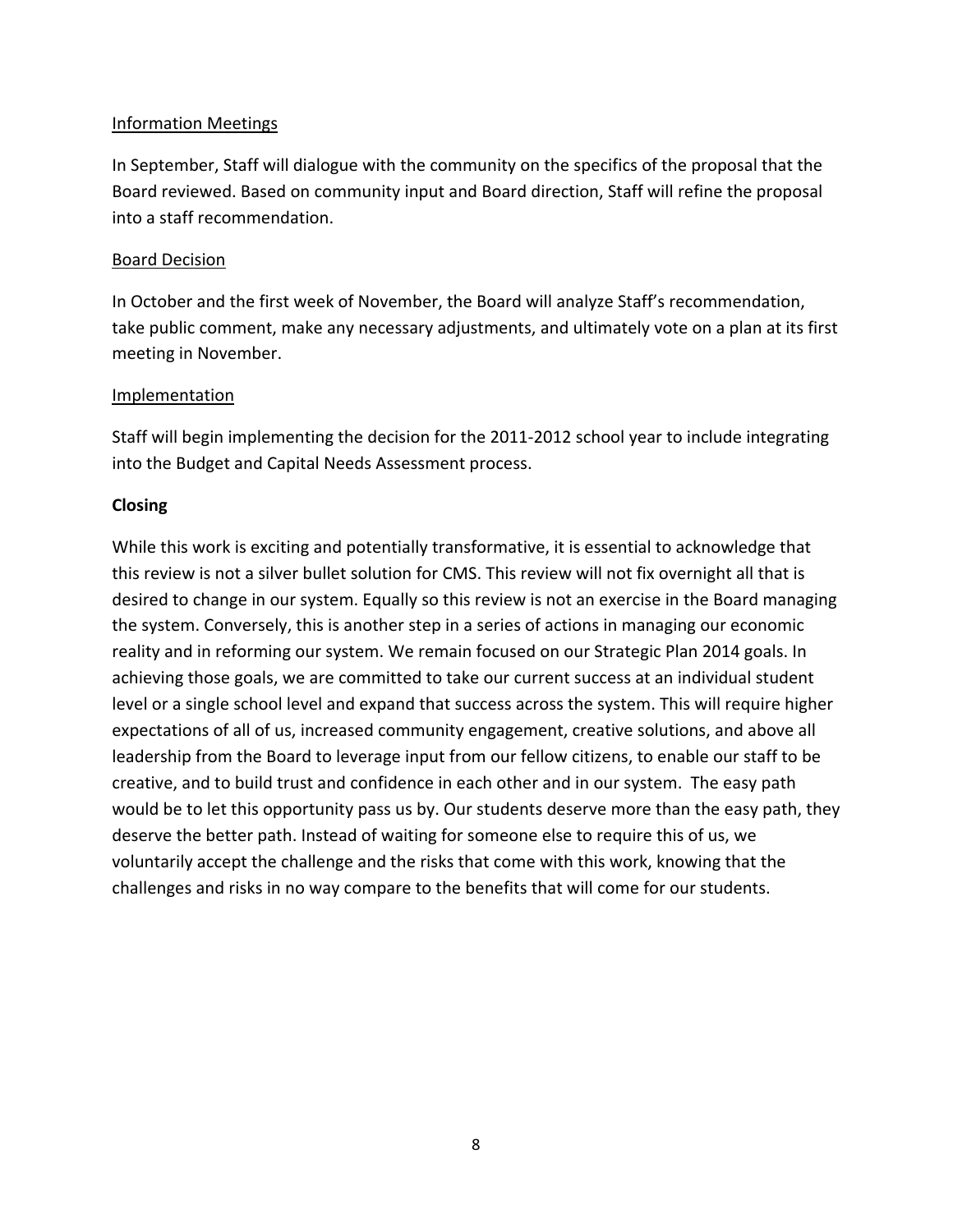Information Meetings

In September, Staff will dialogue with the community on the specifics of the proposal that the Board reviewed. Based on community input and Board direction, Staff will refine the proposal into a staff recommendation.

Board Decision

In October and the first week of November, the Board will analyze Staff's recommendation, take public comment, make any necessary adjustments, and ultimately vote on a plan at its first meeting in November.

Implementation

Staff will begin implementing the decision for the 2011-2012 school year to include integrating into the Budget and Capital Needs Assessment process.

**Closing**

While this work is exciting and potentially transformative, it is essential to acknowledge that this review is not a silver bullet solution for CMS. This review will not fix overnight all that is desired to change in our system. Equally so this review is not an exercise in the Board managing the system. Conversely, this is another step in a series of actions in managing our economic reality and in reforming our system. We remain focused on our Strategic Plan 2014 goals. In achieving those goals, we are committed to take our current success at an individual student level or a single school level and expand that success across the system. This will require higher expectations of all of us, increased community engagement, creative solutions, and above all leadership from the Board to leverage input from our fellow citizens, to enable our staff to be creative, and to build trust and confidence in each other and in our system. The easy path would be to let this opportunity pass us by. Our students deserve more than the easy path, they deserve the better path. Instead of waiting for someone else to require this of us, we voluntarily accept the challenge and the risks that come with this work, knowing that the challenges and risks in no way compare to the benefits that will come for our students.